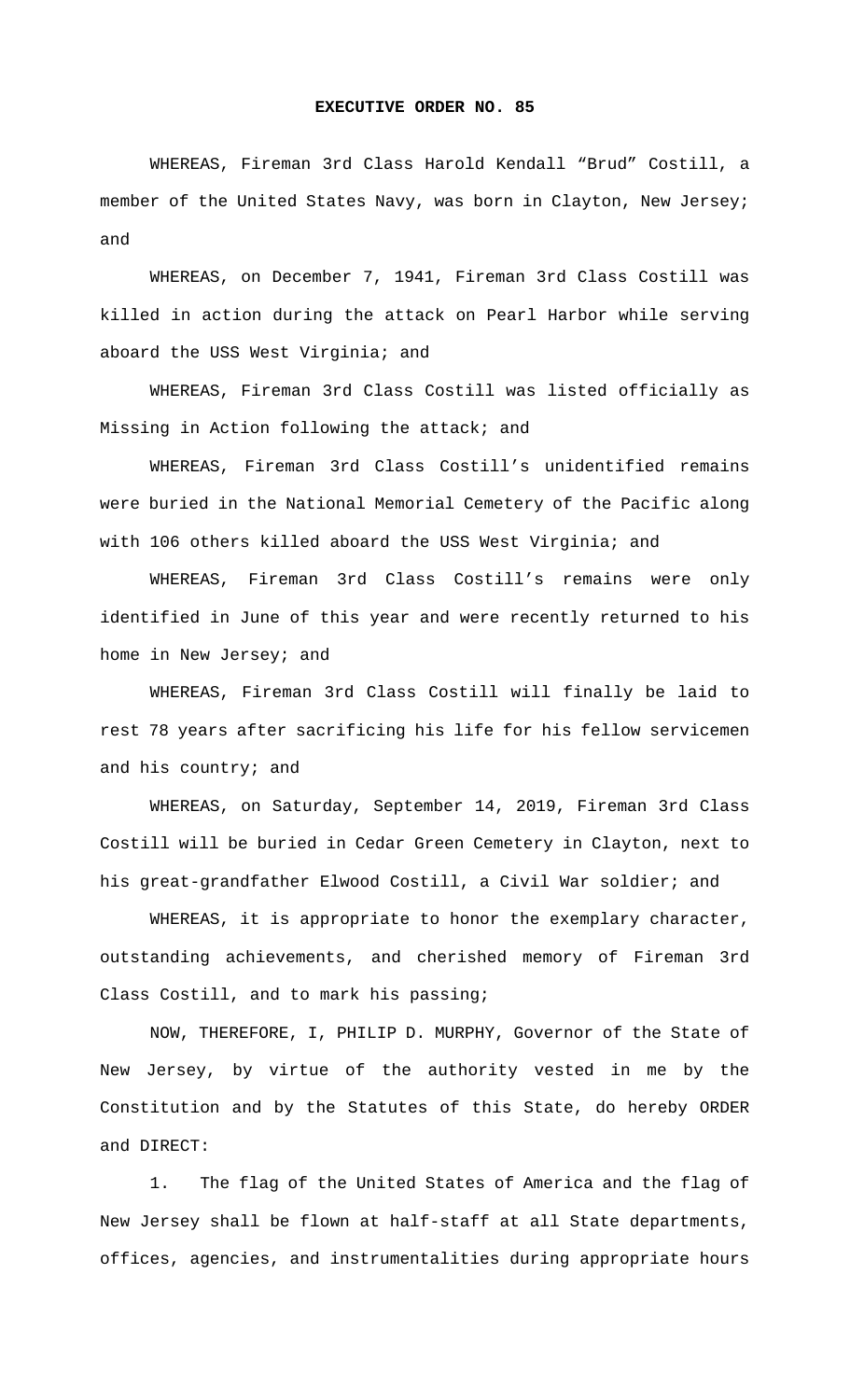# EXECUTIVE ORDER NO. 85

WHEREAS, Fireman 3rd Class Harold Kendall "Brud" Costill, a member of the United States Navy, was born in Clayton, New Jersey; and

WHEREAS, on December 7, 1941, Fireman 3rd Class Costill was killed in action during the attack on Pearl Harbor while serving aboard the USS West Virginia; and

WHEREAS, Fireman 3rd Class Costill was listed officially as Missing in Action following the attack; and

WHEREAS, Fireman 3rd Class Costill's unidentified remains were buried in the National Memorial Cemetery of the Pacific along with 106 others killed aboard the USS West Virginia; and

WHEREAS, Fireman 3rd Class Costill's remains were only identified in June of this year and were recently returned to his home in New Jersey; and

WHEREAS, Fireman 3rd Class Costill will finally be laid to rest 78 years after sacrificing his life for his fellow servicemen and his country; and

WHEREAS, on Saturday, September 14, 2019, Fireman 3rd Class Costill will be buried in Cedar Green Cemetery in Clayton, next to his great-grandfather Elwood Costill, a Civil War soldier; and

WHEREAS, it is appropriate to honor the exemplary character, outstanding achievements, and cherished memory of Fireman 3rd Class Costill, and to mark his passing;

NOW, THEREFORE, I, PHILIP D. MURPHY, Governor of the State of New Jersey, by virtue of the authority vested in me by the Constitution and by the Statutes of this State, do hereby ORDER and DIRECT:

1. The flag of the United States of America and the flag of New Jersey shall be flown at half-staff at all State departments, offices, agencies, and instrumentalities during appropriate hours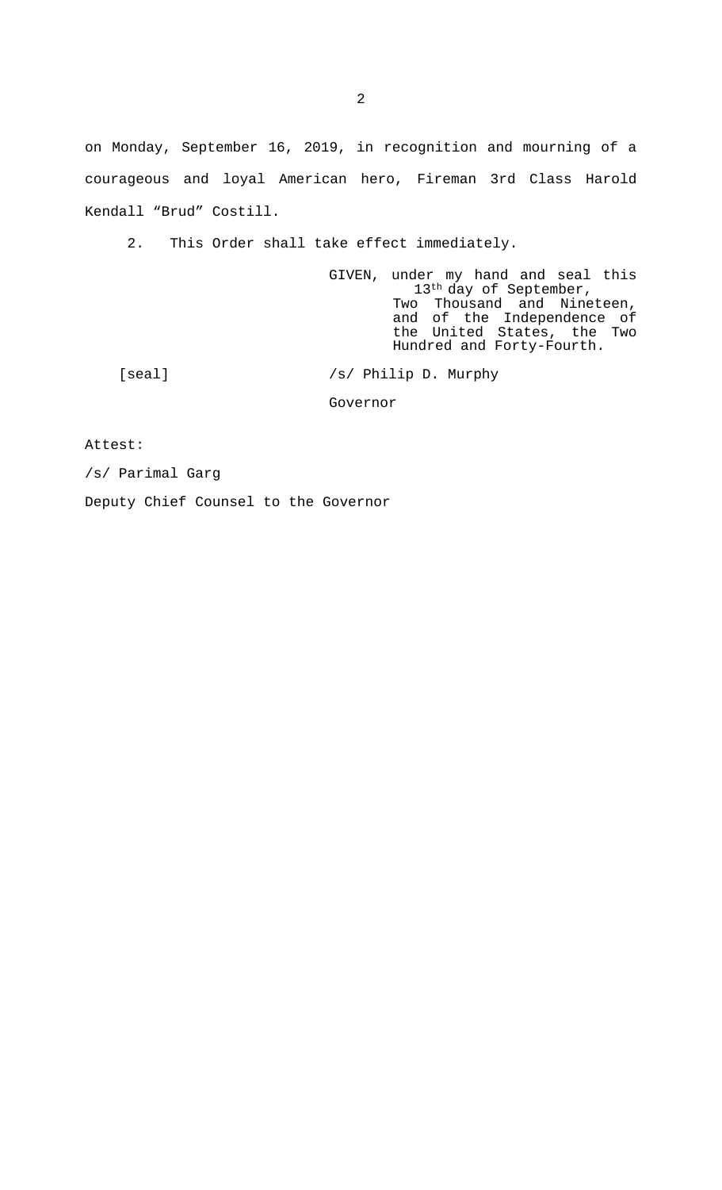on Monday, September 16, 2019, in recognition and mourning of a courageous and loyal American hero, Fireman 3rd Class Harold Kendall "Brud" Costill.

2. This Order shall take effect immediately.

GIVEN, under my hand and seal this 13th day of September, Two Thousand and Nineteen, and of the Independence of the United States, the Two Hundred and Forty-Fourth.

[seal]

/s/ Philip D. Murphy

Governor

Attest:

/s/ Parimal Garg

Deputy Chief Counsel to the Governor